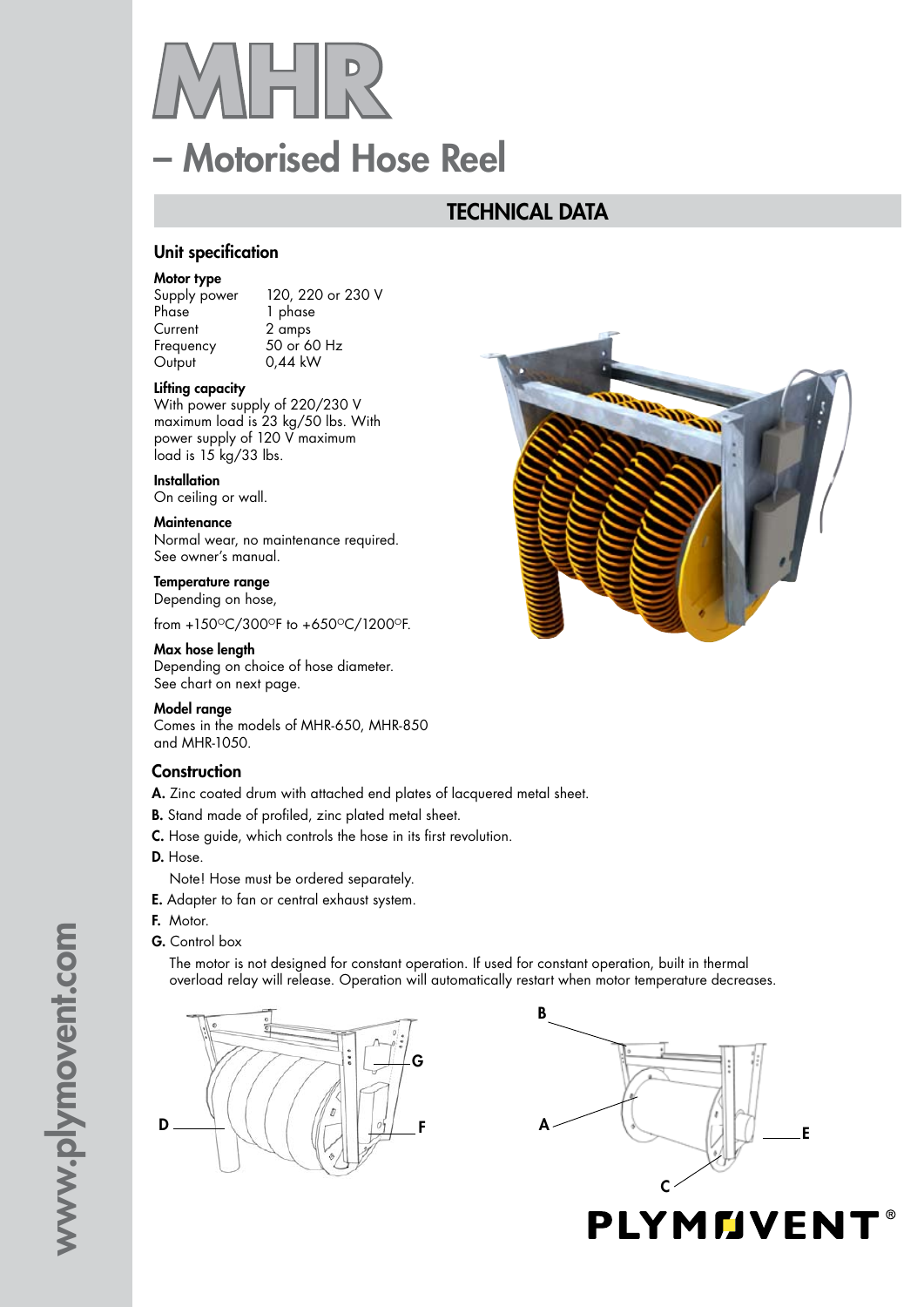# MHR

## – Motorised Hose Reel

## TECHNICAL DATA

### Unit specification

**Motor type**

| | |
|---|---|
| Supply power | 120, 220 or 230 V |
| Phase | 1 phase |
| Current | 2 amps |
| Frequency | 50 or 60 Hz |
| Output | 0,44 kW |

**Lifting capacity**
With power supply of 220/230 V maximum load is 23 kg/50 lbs. With power supply of 120 V maximum load is 15 kg/33 lbs.

**Installation**
On ceiling or wall.

**Maintenance**
Normal wear, no maintenance required. See owner's manual.

**Temperature range**
Depending on hose,

from +150°C/300°F to +650°C/1200°F.

**Max hose length**
Depending on choice of hose diameter. See chart on next page.

**Model range**
Comes in the models of MHR-650, MHR-850 and MHR-1050.

### Construction

- **A.** Zinc coated drum with attached end plates of lacquered metal sheet.
- **B.** Stand made of profiled, zinc plated metal sheet.
- **C.** Hose guide, which controls the hose in its first revolution.
- **D.** Hose.

  Note! Hose must be ordered separately.
- **E.** Adapter to fan or central exhaust system.
- **F.** Motor.
- **G.** Control box

  The motor is not designed for constant operation. If used for constant operation, built in thermal overload relay will release. Operation will automatically restart when motor temperature decreases.

www.plymovent.com

PLYMOVENT®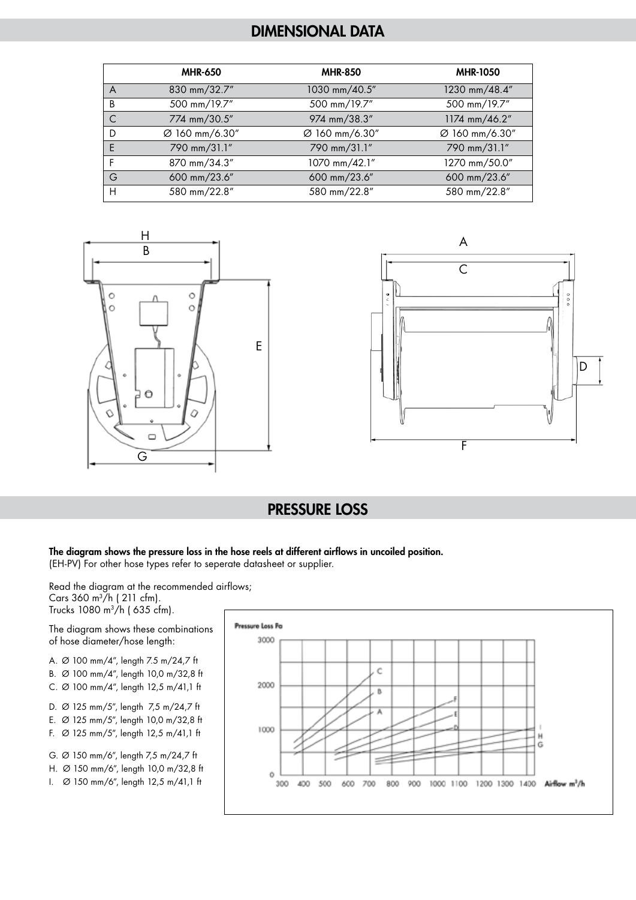## DIMENSIONAL DATA

| | MHR-650 | MHR-850 | MHR-1050 |
|---|---|---|---|
| A | 830 mm/32.7″ | 1030 mm/40.5″ | 1230 mm/48.4″ |
| B | 500 mm/19.7″ | 500 mm/19.7″ | 500 mm/19.7″ |
| C | 774 mm/30.5″ | 974 mm/38.3″ | 1174 mm/46.2″ |
| D | Ø 160 mm/6.30″ | Ø 160 mm/6.30″ | Ø 160 mm/6.30″ |
| E | 790 mm/31.1″ | 790 mm/31.1″ | 790 mm/31.1″ |
| F | 870 mm/34.3″ | 1070 mm/42.1″ | 1270 mm/50.0″ |
| G | 600 mm/23.6″ | 600 mm/23.6″ | 600 mm/23.6″ |
| H | 580 mm/22.8″ | 580 mm/22.8″ | 580 mm/22.8″ |

## PRESSURE LOSS

**The diagram shows the pressure loss in the hose reels at different airflows in uncoiled position.**
(EH-PV) For other hose types refer to seperate datasheet or supplier.

Read the diagram at the recommended airflows;
Cars 360 m³/h ( 211 cfm).
Trucks 1080 m³/h ( 635 cfm).

The diagram shows these combinations of hose diameter/hose length:

A. Ø 100 mm/4″, length 7.5 m/24,7 ft
B. Ø 100 mm/4″, length 10,0 m/32,8 ft
C. Ø 100 mm/4″, length 12,5 m/41,1 ft

D. Ø 125 mm/5″, length 7,5 m/24,7 ft
E. Ø 125 mm/5″, length 10,0 m/32,8 ft
F. Ø 125 mm/5″, length 12,5 m/41,1 ft

G. Ø 150 mm/6″, length 7,5 m/24,7 ft
H. Ø 150 mm/6″, length 10,0 m/32,8 ft
I. Ø 150 mm/6″, length 12,5 m/41,1 ft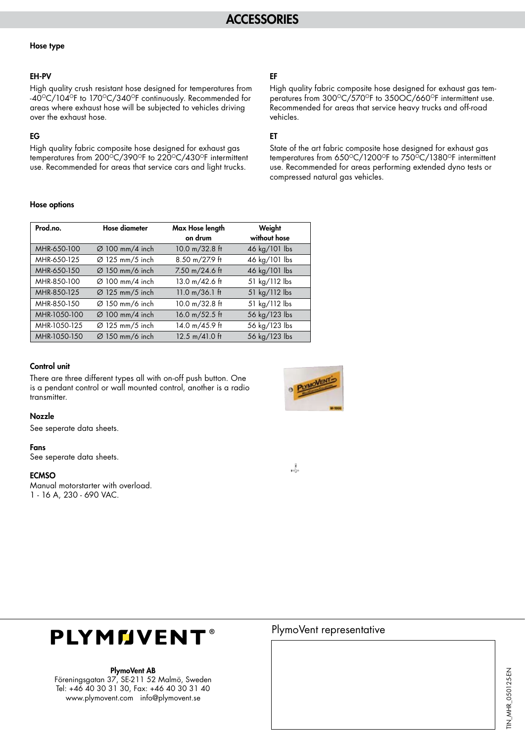# ACCESSORIES

**Hose type**

**EH-PV**

High quality crush resistant hose designed for temperatures from -40°C/104°F to 170°C/340°F continuously. Recommended for areas where exhaust hose will be subjected to vehicles driving over the exhaust hose.

**EG**

High quality fabric composite hose designed for exhaust gas temperatures from 200°C/390°F to 220°C/430°F intermittent use. Recommended for areas that service cars and light trucks.

**EF**

High quality fabric composite hose designed for exhaust gas temperatures from 300°C/570°F to 350OC/660°F intermittent use. Recommended for areas that service heavy trucks and off-road vehicles.

**ET**

State of the art fabric composite hose designed for exhaust gas temperatures from 650°C/1200°F to 750°C/1380°F intermittent use. Recommended for areas performing extended dyno tests or compressed natural gas vehicles.

**Hose options**

| Prod.no. | Hose diameter | Max Hose length on drum | Weight without hose |
|---|---|---|---|
| MHR-650-100 | Ø 100 mm/4 inch | 10.0 m/32.8 ft | 46 kg/101 lbs |
| MHR-650-125 | Ø 125 mm/5 inch | 8.50 m/27.9 ft | 46 kg/101 lbs |
| MHR-650-150 | Ø 150 mm/6 inch | 7.50 m/24.6 ft | 46 kg/101 lbs |
| MHR-850-100 | Ø 100 mm/4 inch | 13.0 m/42.6 ft | 51 kg/112 lbs |
| MHR-850-125 | Ø 125 mm/5 inch | 11.0 m/36.1 ft | 51 kg/112 lbs |
| MHR-850-150 | Ø 150 mm/6 inch | 10.0 m/32.8 ft | 51 kg/112 lbs |
| MHR-1050-100 | Ø 100 mm/4 inch | 16.0 m/52.5 ft | 56 kg/123 lbs |
| MHR-1050-125 | Ø 125 mm/5 inch | 14.0 m/45.9 ft | 56 kg/123 lbs |
| MHR-1050-150 | Ø 150 mm/6 inch | 12.5 m/41.0 ft | 56 kg/123 lbs |

**Control unit**

There are three different types all with on-off push button. One is a pendant control or wall mounted control, another is a radio transmitter.

**Nozzle**

See seperate data sheets.

**Fans**

See seperate data sheets.

**ECMSO**

Manual motorstarter with overload.
1 - 16 A, 230 - 690 VAC.

**PLYMOVENT®**

**PlymoVent AB**
Föreningsgatan 37, SE-211 52 Malmö, Sweden
Tel: +46 40 30 31 30, Fax: +46 40 30 31 40
www.plymovent.com info@plymovent.se

PlymoVent representative

TIN_MHR_050125-EN